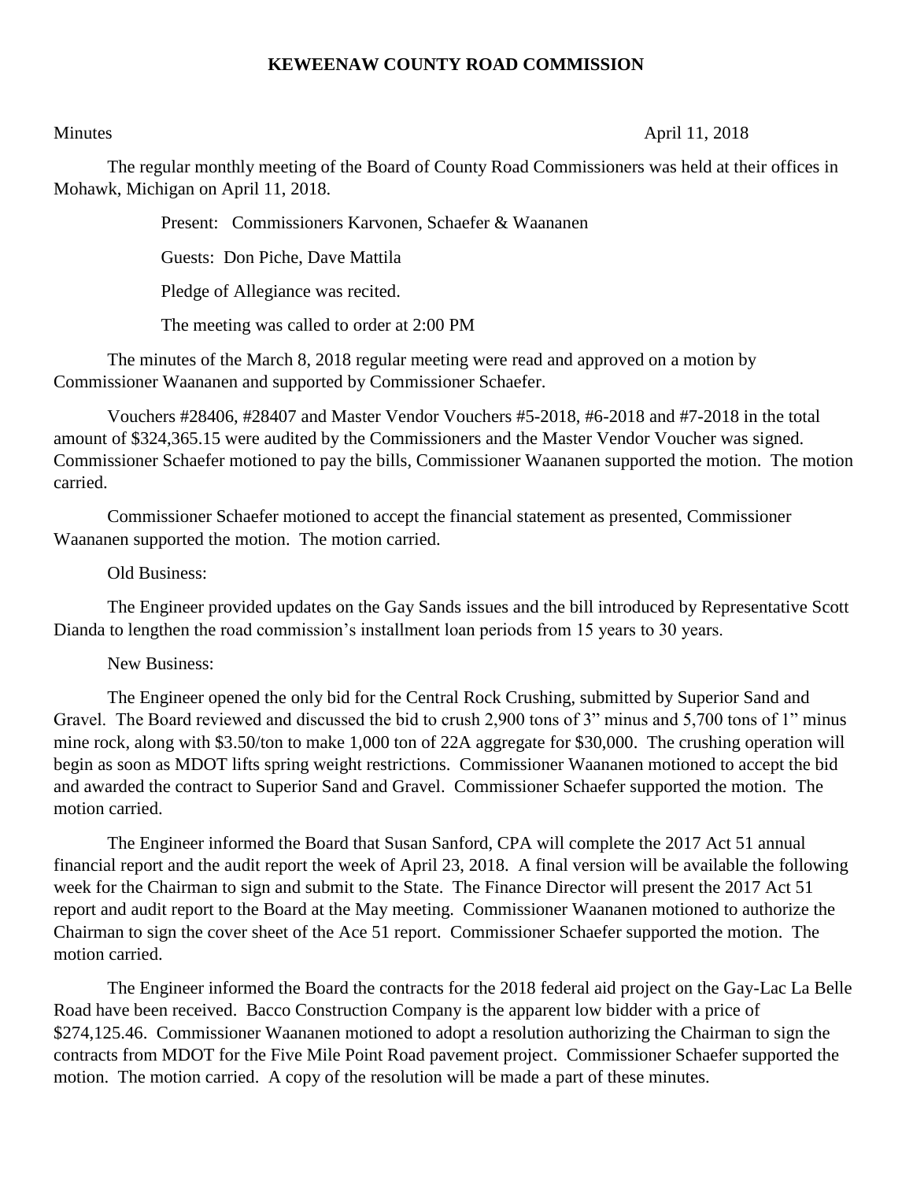# KEWEENAW COUNTY ROAD COMMISSION

Minutes April 11, 2018

The regular monthly meeting of the Board of County Road Commissioners was held at their offices in Mohawk, Michigan on April 11, 2018.

Present: Commissioners Karvonen, Schaefer & Waananen

Guests: Don Piche, Dave Mattila

Pledge of Allegiance was recited.

The meeting was called to order at 2:00 PM

The minutes of the March 8, 2018 regular meeting were read and approved on a motion by Commissioner Waananen and supported by Commissioner Schaefer.

Vouchers #28406, #28407 and Master Vendor Vouchers #5-2018, #6-2018 and #7-2018 in the total amount of $324,365.15 were audited by the Commissioners and the Master Vendor Voucher was signed. Commissioner Schaefer motioned to pay the bills, Commissioner Waananen supported the motion. The motion carried.

Commissioner Schaefer motioned to accept the financial statement as presented, Commissioner Waananen supported the motion. The motion carried.

Old Business:

The Engineer provided updates on the Gay Sands issues and the bill introduced by Representative Scott Dianda to lengthen the road commission's installment loan periods from 15 years to 30 years.

New Business:

The Engineer opened the only bid for the Central Rock Crushing, submitted by Superior Sand and Gravel. The Board reviewed and discussed the bid to crush 2,900 tons of 3" minus and 5,700 tons of 1" minus mine rock, along with $3.50/ton to make 1,000 ton of 22A aggregate for $30,000. The crushing operation will begin as soon as MDOT lifts spring weight restrictions. Commissioner Waananen motioned to accept the bid and awarded the contract to Superior Sand and Gravel. Commissioner Schaefer supported the motion. The motion carried.

The Engineer informed the Board that Susan Sanford, CPA will complete the 2017 Act 51 annual financial report and the audit report the week of April 23, 2018. A final version will be available the following week for the Chairman to sign and submit to the State. The Finance Director will present the 2017 Act 51 report and audit report to the Board at the May meeting. Commissioner Waananen motioned to authorize the Chairman to sign the cover sheet of the Ace 51 report. Commissioner Schaefer supported the motion. The motion carried.

The Engineer informed the Board the contracts for the 2018 federal aid project on the Gay-Lac La Belle Road have been received. Bacco Construction Company is the apparent low bidder with a price of $274,125.46. Commissioner Waananen motioned to adopt a resolution authorizing the Chairman to sign the contracts from MDOT for the Five Mile Point Road pavement project. Commissioner Schaefer supported the motion. The motion carried. A copy of the resolution will be made a part of these minutes.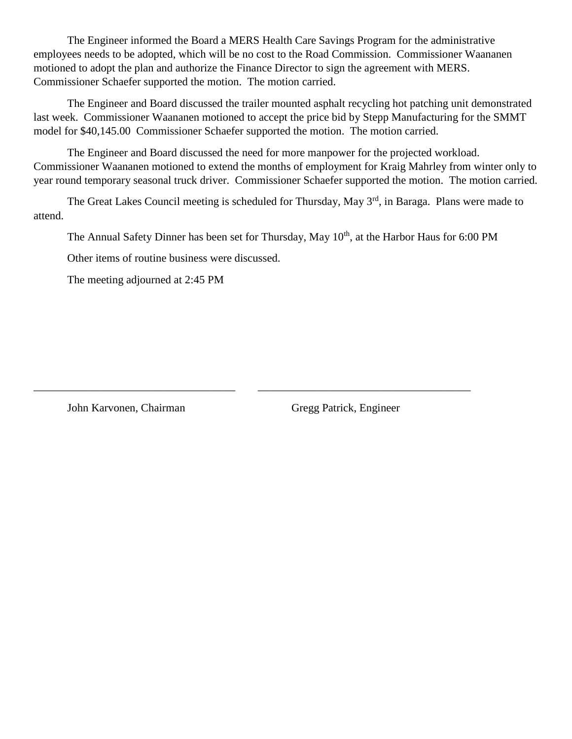The Engineer informed the Board a MERS Health Care Savings Program for the administrative employees needs to be adopted, which will be no cost to the Road Commission. Commissioner Waananen motioned to adopt the plan and authorize the Finance Director to sign the agreement with MERS. Commissioner Schaefer supported the motion. The motion carried.

The Engineer and Board discussed the trailer mounted asphalt recycling hot patching unit demonstrated last week. Commissioner Waananen motioned to accept the price bid by Stepp Manufacturing for the SMMT model for $40,145.00 Commissioner Schaefer supported the motion. The motion carried.

The Engineer and Board discussed the need for more manpower for the projected workload. Commissioner Waananen motioned to extend the months of employment for Kraig Mahrley from winter only to year round temporary seasonal truck driver. Commissioner Schaefer supported the motion. The motion carried.

The Great Lakes Council meeting is scheduled for Thursday, May 3rd, in Baraga. Plans were made to attend.

The Annual Safety Dinner has been set for Thursday, May 10th, at the Harbor Haus for 6:00 PM

Other items of routine business were discussed.

The meeting adjourned at 2:45 PM

_____________________________________ _____________________________________

John Karvonen, Chairman Gregg Patrick, Engineer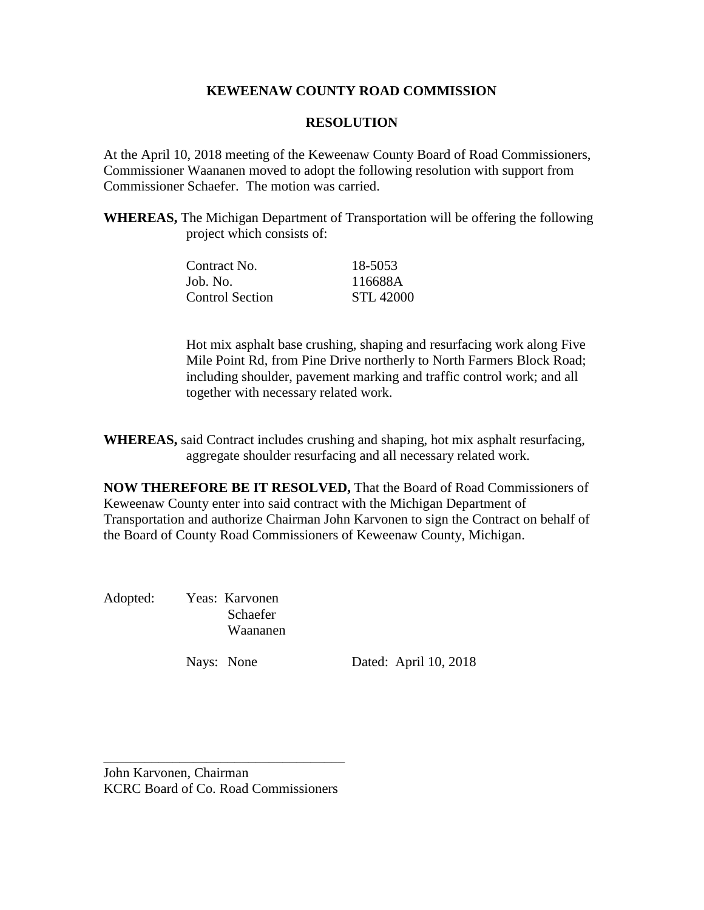**KEWEENAW COUNTY ROAD COMMISSION**

**RESOLUTION**

At the April 10, 2018 meeting of the Keweenaw County Board of Road Commissioners, Commissioner Waananen moved to adopt the following resolution with support from Commissioner Schaefer. The motion was carried.

**WHEREAS,** The Michigan Department of Transportation will be offering the following project which consists of:

| | |
|---|---|
| Contract No. | 18-5053 |
| Job. No. | 116688A |
| Control Section | STL 42000 |

Hot mix asphalt base crushing, shaping and resurfacing work along Five Mile Point Rd, from Pine Drive northerly to North Farmers Block Road; including shoulder, pavement marking and traffic control work; and all together with necessary related work.

**WHEREAS,** said Contract includes crushing and shaping, hot mix asphalt resurfacing, aggregate shoulder resurfacing and all necessary related work.

**NOW THEREFORE BE IT RESOLVED,** That the Board of Road Commissioners of Keweenaw County enter into said contract with the Michigan Department of Transportation and authorize Chairman John Karvonen to sign the Contract on behalf of the Board of County Road Commissioners of Keweenaw County, Michigan.

Adopted: Yeas: Karvonen
Schaefer
Waananen

Nays: None Dated: April 10, 2018

___________________________________

John Karvonen, Chairman
KCRC Board of Co. Road Commissioners